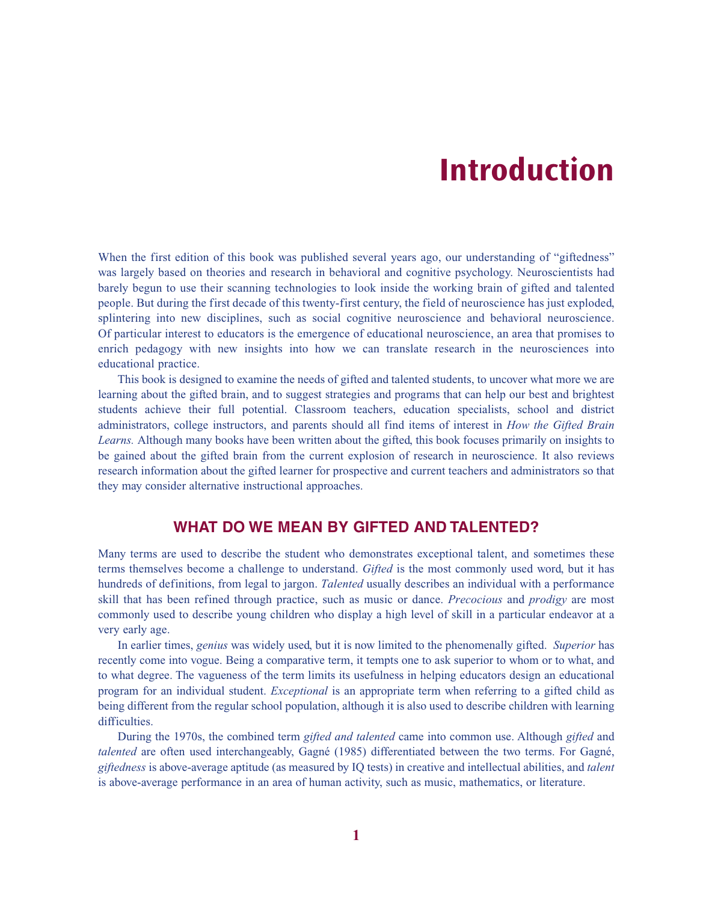# Introduction

When the first edition of this book was published several years ago, our understanding of "giftedness" was largely based on theories and research in behavioral and cognitive psychology. Neuroscientists had barely begun to use their scanning technologies to look inside the working brain of gifted and talented people. But during the first decade of this twenty-first century, the field of neuroscience has just exploded, splintering into new disciplines, such as social cognitive neuroscience and behavioral neuroscience. Of particular interest to educators is the emergence of educational neuroscience, an area that promises to enrich pedagogy with new insights into how we can translate research in the neurosciences into educational practice.

This book is designed to examine the needs of gifted and talented students, to uncover what more we are learning about the gifted brain, and to suggest strategies and programs that can help our best and brightest students achieve their full potential. Classroom teachers, education specialists, school and district administrators, college instructors, and parents should all find items of interest in *How the Gifted Brain Learns.* Although many books have been written about the gifted, this book focuses primarily on insights to be gained about the gifted brain from the current explosion of research in neuroscience. It also reviews research information about the gifted learner for prospective and current teachers and administrators so that they may consider alternative instructional approaches.

## WHAT DO WE MEAN BY GIFTED AND TALENTED?

Many terms are used to describe the student who demonstrates exceptional talent, and sometimes these terms themselves become a challenge to understand. *Gifted* is the most commonly used word, but it has hundreds of definitions, from legal to jargon. *Talented* usually describes an individual with a performance skill that has been refined through practice, such as music or dance. *Precocious* and *prodigy* are most commonly used to describe young children who display a high level of skill in a particular endeavor at a very early age.

In earlier times, *genius* was widely used, but it is now limited to the phenomenally gifted. *Superior* has recently come into vogue. Being a comparative term, it tempts one to ask superior to whom or to what, and to what degree. The vagueness of the term limits its usefulness in helping educators design an educational program for an individual student. *Exceptional* is an appropriate term when referring to a gifted child as being different from the regular school population, although it is also used to describe children with learning difficulties.

During the 1970s, the combined term *gifted and talented* came into common use. Although *gifted* and *talented* are often used interchangeably, Gagné (1985) differentiated between the two terms. For Gagné, *giftedness* is above-average aptitude (as measured by IQ tests) in creative and intellectual abilities, and *talent* is above-average performance in an area of human activity, such as music, mathematics, or literature.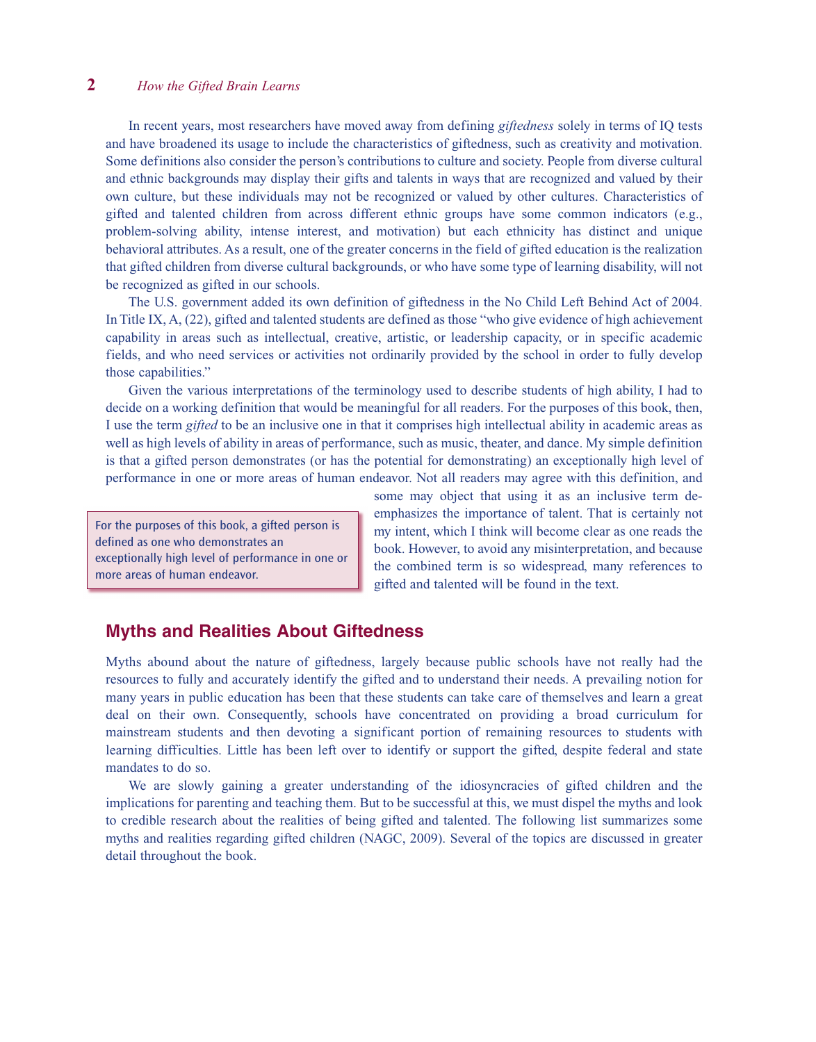In recent years, most researchers have moved away from defining *giftedness* solely in terms of IQ tests and have broadened its usage to include the characteristics of giftedness, such as creativity and motivation. Some definitions also consider the person's contributions to culture and society. People from diverse cultural and ethnic backgrounds may display their gifts and talents in ways that are recognized and valued by their own culture, but these individuals may not be recognized or valued by other cultures. Characteristics of gifted and talented children from across different ethnic groups have some common indicators (e.g., problem-solving ability, intense interest, and motivation) but each ethnicity has distinct and unique behavioral attributes. As a result, one of the greater concerns in the field of gifted education is the realization that gifted children from diverse cultural backgrounds, or who have some type of learning disability, will not be recognized as gifted in our schools.

The U.S. government added its own definition of giftedness in the No Child Left Behind Act of 2004. In Title IX, A, (22), gifted and talented students are defined as those "who give evidence of high achievement capability in areas such as intellectual, creative, artistic, or leadership capacity, or in specific academic fields, and who need services or activities not ordinarily provided by the school in order to fully develop those capabilities."

Given the various interpretations of the terminology used to describe students of high ability, I had to decide on a working definition that would be meaningful for all readers. For the purposes of this book, then, I use the term *gifted* to be an inclusive one in that it comprises high intellectual ability in academic areas as well as high levels of ability in areas of performance, such as music, theater, and dance. My simple definition is that a gifted person demonstrates (or has the potential for demonstrating) an exceptionally high level of performance in one or more areas of human endeavor. Not all readers may agree with this definition, and some may object that using it as an inclusive term de-emphasizes the importance of talent. That is certainly not my intent, which I think will become clear as one reads the book. However, to avoid any misinterpretation, and because the combined term is so widespread, many references to gifted and talented will be found in the text.

> For the purposes of this book, a gifted person is defined as one who demonstrates an exceptionally high level of performance in one or more areas of human endeavor.

## Myths and Realities About Giftedness

Myths abound about the nature of giftedness, largely because public schools have not really had the resources to fully and accurately identify the gifted and to understand their needs. A prevailing notion for many years in public education has been that these students can take care of themselves and learn a great deal on their own. Consequently, schools have concentrated on providing a broad curriculum for mainstream students and then devoting a significant portion of remaining resources to students with learning difficulties. Little has been left over to identify or support the gifted, despite federal and state mandates to do so.

We are slowly gaining a greater understanding of the idiosyncracies of gifted children and the implications for parenting and teaching them. But to be successful at this, we must dispel the myths and look to credible research about the realities of being gifted and talented. The following list summarizes some myths and realities regarding gifted children (NAGC, 2009). Several of the topics are discussed in greater detail throughout the book.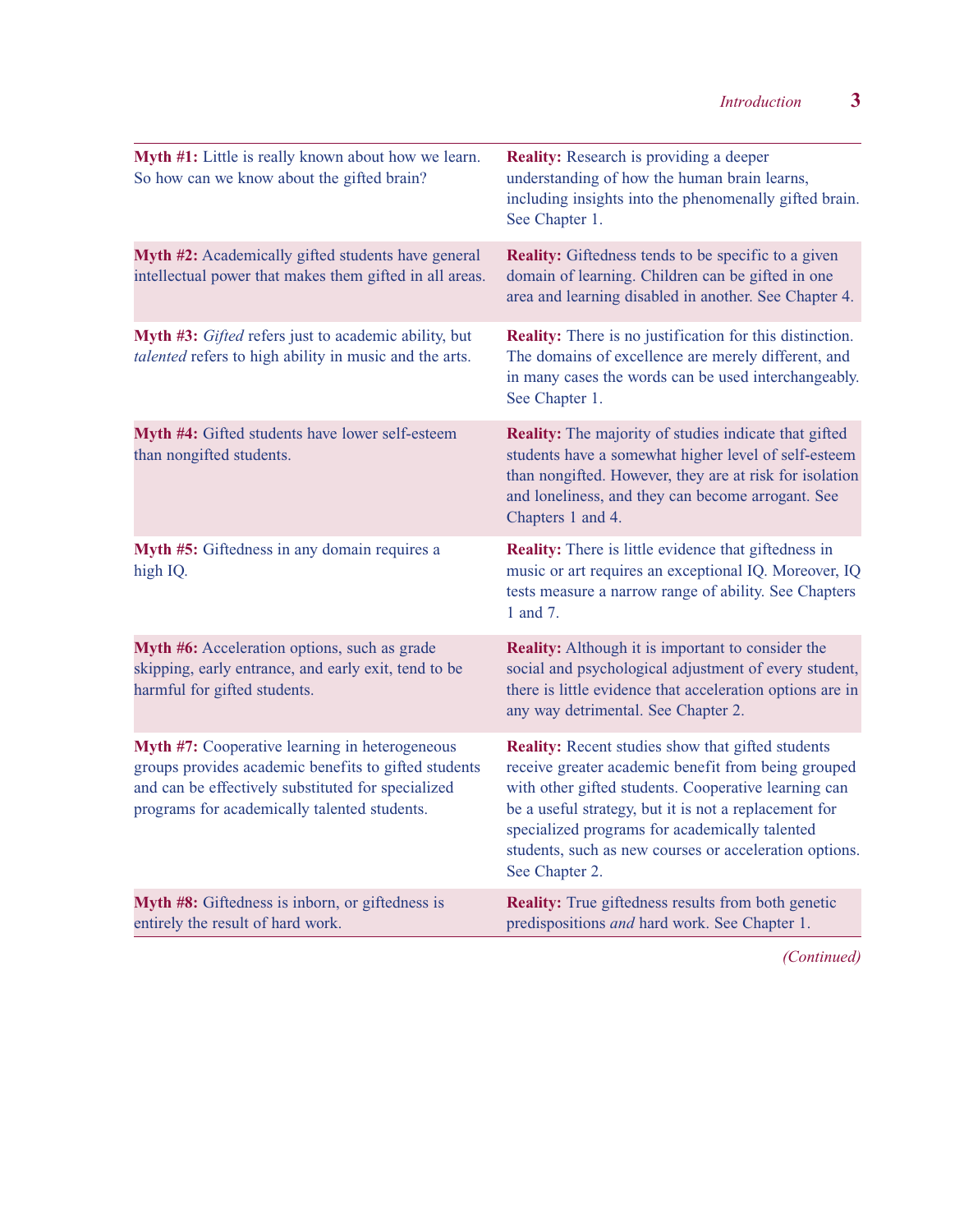| Myth | Reality |
|---|---|
| **Myth #1:** Little is really known about how we learn. So how can we know about the gifted brain? | **Reality:** Research is providing a deeper understanding of how the human brain learns, including insights into the phenomenally gifted brain. See Chapter 1. |
| **Myth #2:** Academically gifted students have general intellectual power that makes them gifted in all areas. | **Reality:** Giftedness tends to be specific to a given domain of learning. Children can be gifted in one area and learning disabled in another. See Chapter 4. |
| **Myth #3:** *Gifted* refers just to academic ability, but *talented* refers to high ability in music and the arts. | **Reality:** There is no justification for this distinction. The domains of excellence are merely different, and in many cases the words can be used interchangeably. See Chapter 1. |
| **Myth #4:** Gifted students have lower self-esteem than nongifted students. | **Reality:** The majority of studies indicate that gifted students have a somewhat higher level of self-esteem than nongifted. However, they are at risk for isolation and loneliness, and they can become arrogant. See Chapters 1 and 4. |
| **Myth #5:** Giftedness in any domain requires a high IQ. | **Reality:** There is little evidence that giftedness in music or art requires an exceptional IQ. Moreover, IQ tests measure a narrow range of ability. See Chapters 1 and 7. |
| **Myth #6:** Acceleration options, such as grade skipping, early entrance, and early exit, tend to be harmful for gifted students. | **Reality:** Although it is important to consider the social and psychological adjustment of every student, there is little evidence that acceleration options are in any way detrimental. See Chapter 2. |
| **Myth #7:** Cooperative learning in heterogeneous groups provides academic benefits to gifted students and can be effectively substituted for specialized programs for academically talented students. | **Reality:** Recent studies show that gifted students receive greater academic benefit from being grouped with other gifted students. Cooperative learning can be a useful strategy, but it is not a replacement for specialized programs for academically talented students, such as new courses or acceleration options. See Chapter 2. |
| **Myth #8:** Giftedness is inborn, or giftedness is entirely the result of hard work. | **Reality:** True giftedness results from both genetic predispositions *and* hard work. See Chapter 1. |

*(Continued)*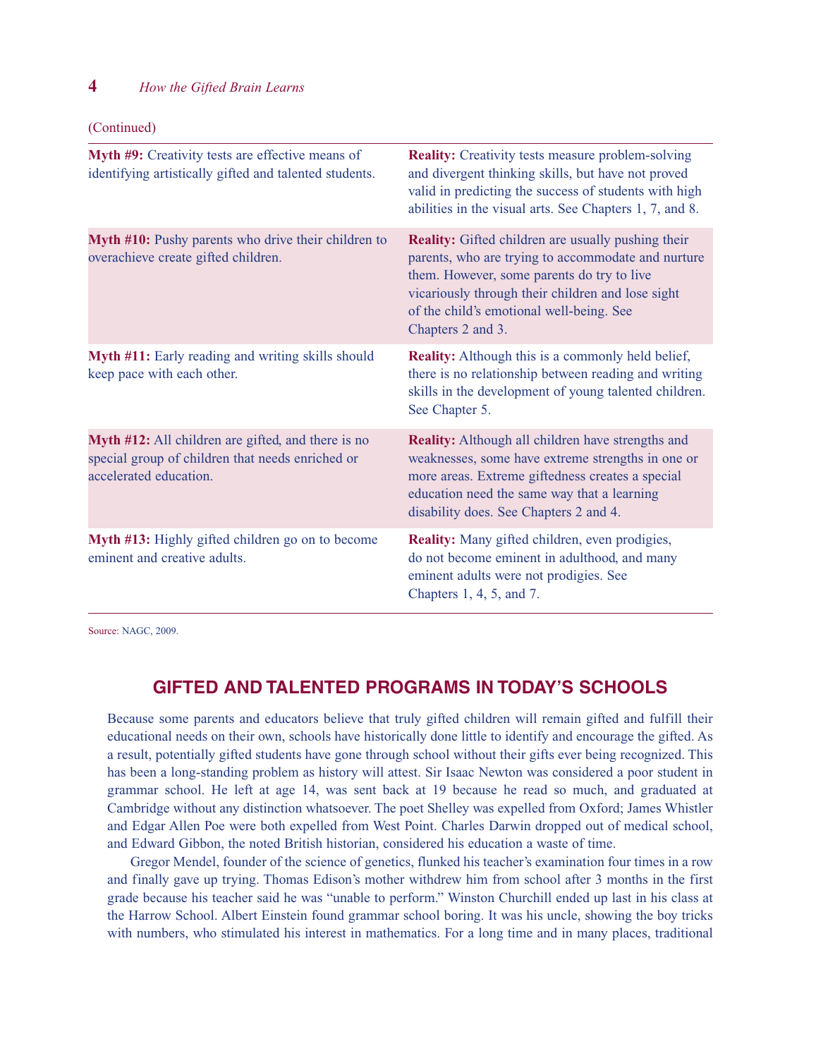(Continued)

| Myth | Reality |
|---|---|
| **Myth #9:** Creativity tests are effective means of identifying artistically gifted and talented students. | **Reality:** Creativity tests measure problem-solving and divergent thinking skills, but have not proved valid in predicting the success of students with high abilities in the visual arts. See Chapters 1, 7, and 8. |
| **Myth #10:** Pushy parents who drive their children to overachieve create gifted children. | **Reality:** Gifted children are usually pushing their parents, who are trying to accommodate and nurture them. However, some parents do try to live vicariously through their children and lose sight of the child's emotional well-being. See Chapters 2 and 3. |
| **Myth #11:** Early reading and writing skills should keep pace with each other. | **Reality:** Although this is a commonly held belief, there is no relationship between reading and writing skills in the development of young talented children. See Chapter 5. |
| **Myth #12:** All children are gifted, and there is no special group of children that needs enriched or accelerated education. | **Reality:** Although all children have strengths and weaknesses, some have extreme strengths in one or more areas. Extreme giftedness creates a special education need the same way that a learning disability does. See Chapters 2 and 4. |
| **Myth #13:** Highly gifted children go on to become eminent and creative adults. | **Reality:** Many gifted children, even prodigies, do not become eminent in adulthood, and many eminent adults were not prodigies. See Chapters 1, 4, 5, and 7. |

Source: NAGC, 2009.

## GIFTED AND TALENTED PROGRAMS IN TODAY'S SCHOOLS

Because some parents and educators believe that truly gifted children will remain gifted and fulfill their educational needs on their own, schools have historically done little to identify and encourage the gifted. As a result, potentially gifted students have gone through school without their gifts ever being recognized. This has been a long-standing problem as history will attest. Sir Isaac Newton was considered a poor student in grammar school. He left at age 14, was sent back at 19 because he read so much, and graduated at Cambridge without any distinction whatsoever. The poet Shelley was expelled from Oxford; James Whistler and Edgar Allen Poe were both expelled from West Point. Charles Darwin dropped out of medical school, and Edward Gibbon, the noted British historian, considered his education a waste of time.

Gregor Mendel, founder of the science of genetics, flunked his teacher's examination four times in a row and finally gave up trying. Thomas Edison's mother withdrew him from school after 3 months in the first grade because his teacher said he was "unable to perform." Winston Churchill ended up last in his class at the Harrow School. Albert Einstein found grammar school boring. It was his uncle, showing the boy tricks with numbers, who stimulated his interest in mathematics. For a long time and in many places, traditional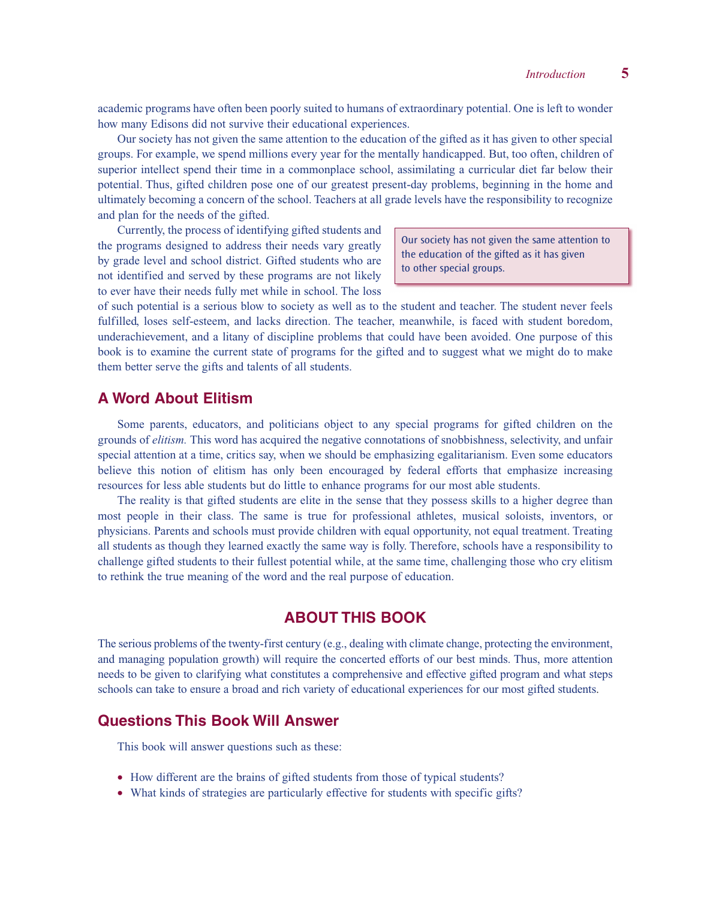academic programs have often been poorly suited to humans of extraordinary potential. One is left to wonder how many Edisons did not survive their educational experiences.

Our society has not given the same attention to the education of the gifted as it has given to other special groups. For example, we spend millions every year for the mentally handicapped. But, too often, children of superior intellect spend their time in a commonplace school, assimilating a curricular diet far below their potential. Thus, gifted children pose one of our greatest present-day problems, beginning in the home and ultimately becoming a concern of the school. Teachers at all grade levels have the responsibility to recognize and plan for the needs of the gifted.

Currently, the process of identifying gifted students and the programs designed to address their needs vary greatly by grade level and school district. Gifted students who are not identified and served by these programs are not likely to ever have their needs fully met while in school. The loss of such potential is a serious blow to society as well as to the student and teacher. The student never feels fulfilled, loses self-esteem, and lacks direction. The teacher, meanwhile, is faced with student boredom, underachievement, and a litany of discipline problems that could have been avoided. One purpose of this book is to examine the current state of programs for the gifted and to suggest what we might do to make them better serve the gifts and talents of all students.

> Our society has not given the same attention to the education of the gifted as it has given to other special groups.

## A Word About Elitism

Some parents, educators, and politicians object to any special programs for gifted children on the grounds of *elitism.* This word has acquired the negative connotations of snobbishness, selectivity, and unfair special attention at a time, critics say, when we should be emphasizing egalitarianism. Even some educators believe this notion of elitism has only been encouraged by federal efforts that emphasize increasing resources for less able students but do little to enhance programs for our most able students.

The reality is that gifted students are elite in the sense that they possess skills to a higher degree than most people in their class. The same is true for professional athletes, musical soloists, inventors, or physicians. Parents and schools must provide children with equal opportunity, not equal treatment. Treating all students as though they learned exactly the same way is folly. Therefore, schools have a responsibility to challenge gifted students to their fullest potential while, at the same time, challenging those who cry elitism to rethink the true meaning of the word and the real purpose of education.

# ABOUT THIS BOOK

The serious problems of the twenty-first century (e.g., dealing with climate change, protecting the environment, and managing population growth) will require the concerted efforts of our best minds. Thus, more attention needs to be given to clarifying what constitutes a comprehensive and effective gifted program and what steps schools can take to ensure a broad and rich variety of educational experiences for our most gifted students.

## Questions This Book Will Answer

This book will answer questions such as these:

- How different are the brains of gifted students from those of typical students?
- What kinds of strategies are particularly effective for students with specific gifts?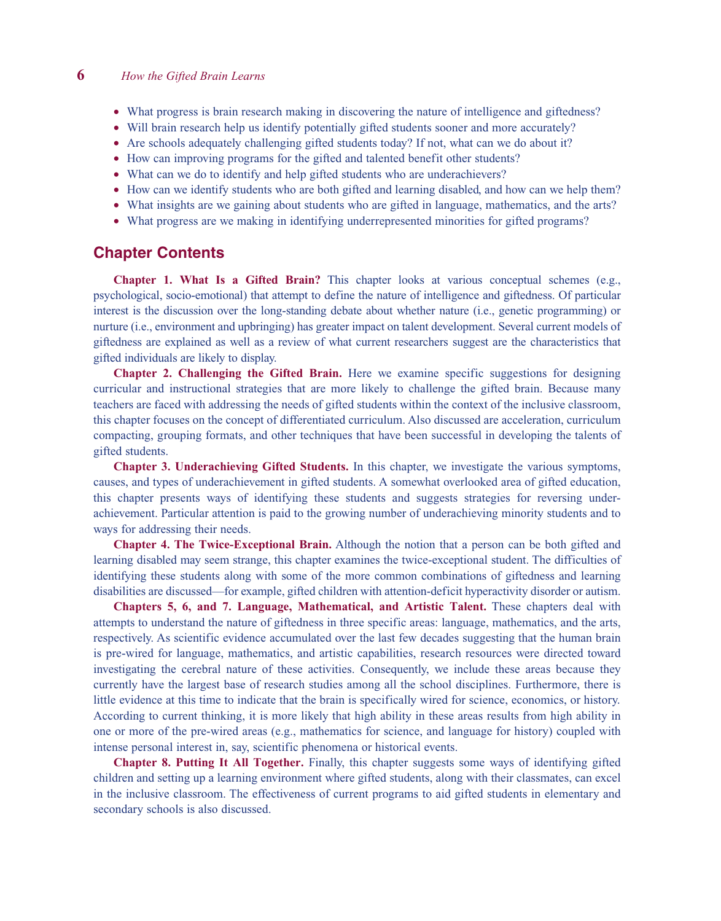- What progress is brain research making in discovering the nature of intelligence and giftedness?
- Will brain research help us identify potentially gifted students sooner and more accurately?
- Are schools adequately challenging gifted students today? If not, what can we do about it?
- How can improving programs for the gifted and talented benefit other students?
- What can we do to identify and help gifted students who are underachievers?
- How can we identify students who are both gifted and learning disabled, and how can we help them?
- What insights are we gaining about students who are gifted in language, mathematics, and the arts?
- What progress are we making in identifying underrepresented minorities for gifted programs?

## Chapter Contents

**Chapter 1. What Is a Gifted Brain?** This chapter looks at various conceptual schemes (e.g., psychological, socio-emotional) that attempt to define the nature of intelligence and giftedness. Of particular interest is the discussion over the long-standing debate about whether nature (i.e., genetic programming) or nurture (i.e., environment and upbringing) has greater impact on talent development. Several current models of giftedness are explained as well as a review of what current researchers suggest are the characteristics that gifted individuals are likely to display.

**Chapter 2. Challenging the Gifted Brain.** Here we examine specific suggestions for designing curricular and instructional strategies that are more likely to challenge the gifted brain. Because many teachers are faced with addressing the needs of gifted students within the context of the inclusive classroom, this chapter focuses on the concept of differentiated curriculum. Also discussed are acceleration, curriculum compacting, grouping formats, and other techniques that have been successful in developing the talents of gifted students.

**Chapter 3. Underachieving Gifted Students.** In this chapter, we investigate the various symptoms, causes, and types of underachievement in gifted students. A somewhat overlooked area of gifted education, this chapter presents ways of identifying these students and suggests strategies for reversing underachievement. Particular attention is paid to the growing number of underachieving minority students and to ways for addressing their needs.

**Chapter 4. The Twice-Exceptional Brain.** Although the notion that a person can be both gifted and learning disabled may seem strange, this chapter examines the twice-exceptional student. The difficulties of identifying these students along with some of the more common combinations of giftedness and learning disabilities are discussed—for example, gifted children with attention-deficit hyperactivity disorder or autism.

**Chapters 5, 6, and 7. Language, Mathematical, and Artistic Talent.** These chapters deal with attempts to understand the nature of giftedness in three specific areas: language, mathematics, and the arts, respectively. As scientific evidence accumulated over the last few decades suggesting that the human brain is pre-wired for language, mathematics, and artistic capabilities, research resources were directed toward investigating the cerebral nature of these activities. Consequently, we include these areas because they currently have the largest base of research studies among all the school disciplines. Furthermore, there is little evidence at this time to indicate that the brain is specifically wired for science, economics, or history. According to current thinking, it is more likely that high ability in these areas results from high ability in one or more of the pre-wired areas (e.g., mathematics for science, and language for history) coupled with intense personal interest in, say, scientific phenomena or historical events.

**Chapter 8. Putting It All Together.** Finally, this chapter suggests some ways of identifying gifted children and setting up a learning environment where gifted students, along with their classmates, can excel in the inclusive classroom. The effectiveness of current programs to aid gifted students in elementary and secondary schools is also discussed.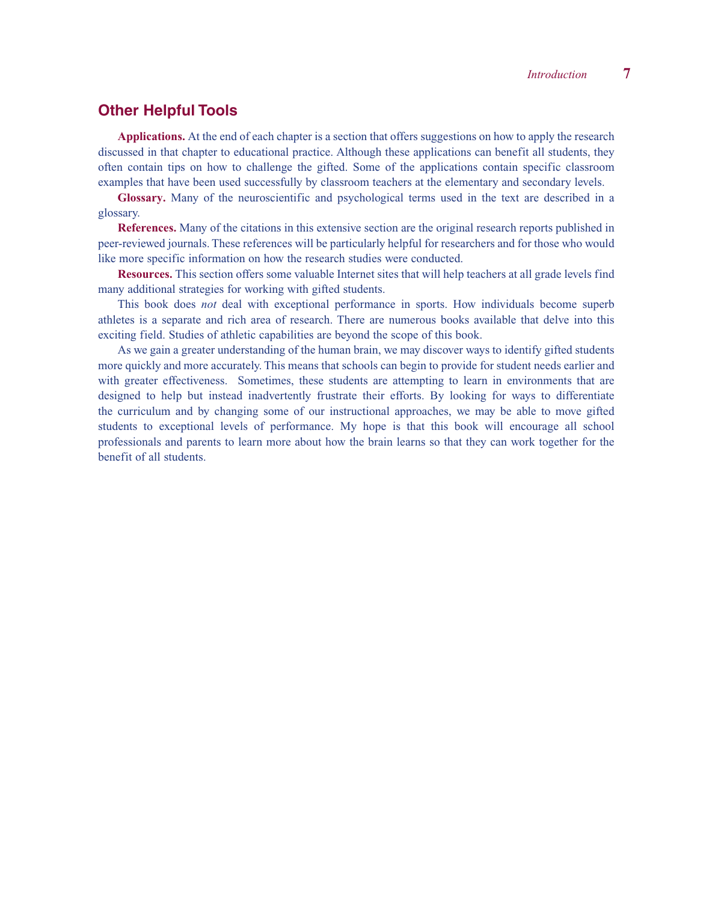## Other Helpful Tools

**Applications.** At the end of each chapter is a section that offers suggestions on how to apply the research discussed in that chapter to educational practice. Although these applications can benefit all students, they often contain tips on how to challenge the gifted. Some of the applications contain specific classroom examples that have been used successfully by classroom teachers at the elementary and secondary levels.

**Glossary.** Many of the neuroscientific and psychological terms used in the text are described in a glossary.

**References.** Many of the citations in this extensive section are the original research reports published in peer-reviewed journals. These references will be particularly helpful for researchers and for those who would like more specific information on how the research studies were conducted.

**Resources.** This section offers some valuable Internet sites that will help teachers at all grade levels find many additional strategies for working with gifted students.

This book does *not* deal with exceptional performance in sports. How individuals become superb athletes is a separate and rich area of research. There are numerous books available that delve into this exciting field. Studies of athletic capabilities are beyond the scope of this book.

As we gain a greater understanding of the human brain, we may discover ways to identify gifted students more quickly and more accurately. This means that schools can begin to provide for student needs earlier and with greater effectiveness. Sometimes, these students are attempting to learn in environments that are designed to help but instead inadvertently frustrate their efforts. By looking for ways to differentiate the curriculum and by changing some of our instructional approaches, we may be able to move gifted students to exceptional levels of performance. My hope is that this book will encourage all school professionals and parents to learn more about how the brain learns so that they can work together for the benefit of all students.